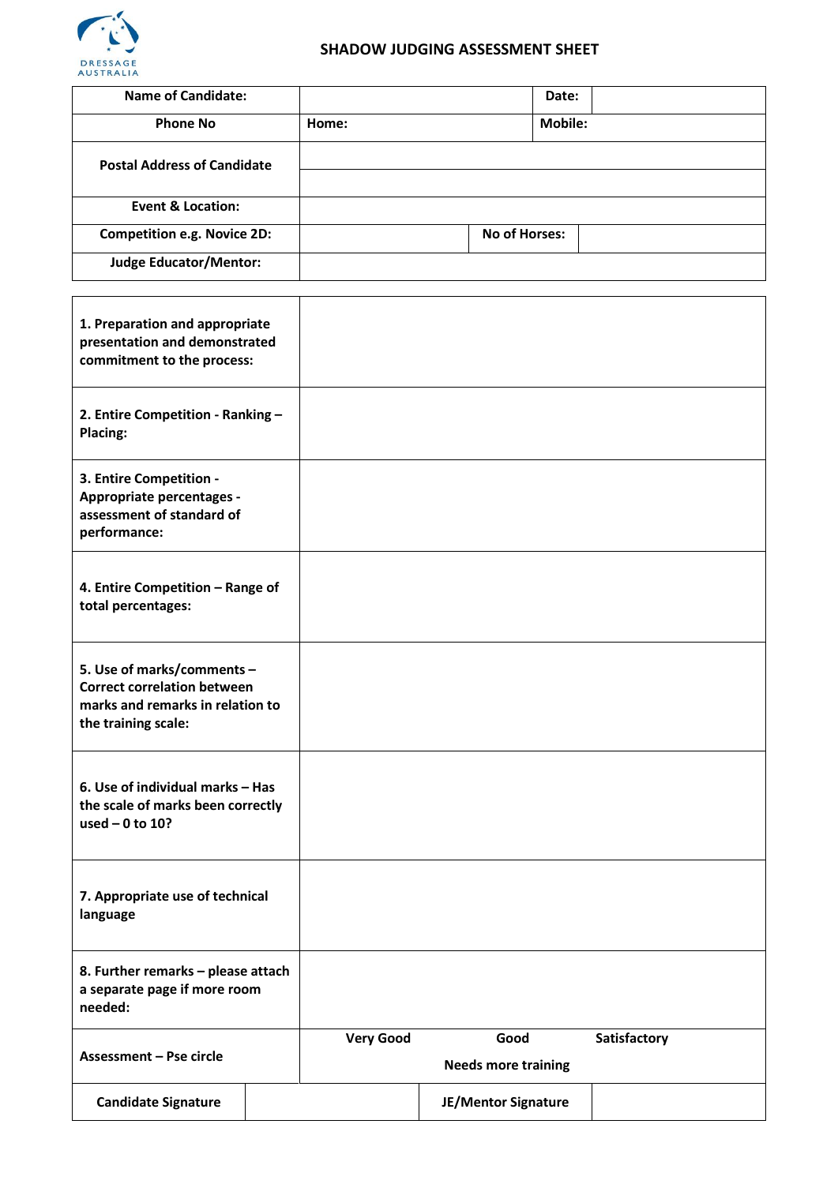DRESSAGE AUSTRALIA

# SHADOW JUDGING ASSESSMENT SHEET

| Name of Candidate: | | Date: | |
|---|---|---|---|
| Phone No | Home: | Mobile: | |
| Postal Address of Candidate | | | |
| Event & Location: | | | |
| Competition e.g. Novice 2D: | | No of Horses: | |
| Judge Educator/Mentor: | | | |

| | |
|---|---|
| **1. Preparation and appropriate presentation and demonstrated commitment to the process:** | |
| **2. Entire Competition - Ranking – Placing:** | |
| **3. Entire Competition - Appropriate percentages - assessment of standard of performance:** | |
| **4. Entire Competition – Range of total percentages:** | |
| **5. Use of marks/comments – Correct correlation between marks and remarks in relation to the training scale:** | |
| **6. Use of individual marks – Has the scale of marks been correctly used – 0 to 10?** | |
| **7. Appropriate use of technical language** | |
| **8. Further remarks – please attach a separate page if more room needed:** | |
| **Assessment – Pse circle** | **Very Good** **Good** **Satisfactory** **Needs more training** |

| Candidate Signature | | JE/Mentor Signature | |
|---|---|---|---|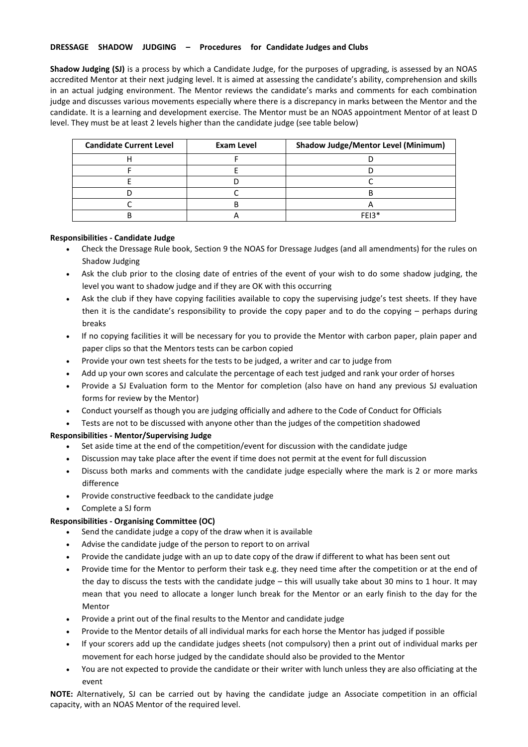**DRESSAGE SHADOW JUDGING – Procedures for Candidate Judges and Clubs**

**Shadow Judging (SJ)** is a process by which a Candidate Judge, for the purposes of upgrading, is assessed by an NOAS accredited Mentor at their next judging level. It is aimed at assessing the candidate's ability, comprehension and skills in an actual judging environment. The Mentor reviews the candidate's marks and comments for each combination judge and discusses various movements especially where there is a discrepancy in marks between the Mentor and the candidate. It is a learning and development exercise. The Mentor must be an NOAS appointment Mentor of at least D level. They must be at least 2 levels higher than the candidate judge (see table below)

| Candidate Current Level | Exam Level | Shadow Judge/Mentor Level (Minimum) |
|---|---|---|
| H | F | D |
| F | E | D |
| E | D | C |
| D | C | B |
| C | B | A |
| B | A | FEI3* |

**Responsibilities - Candidate Judge**

- Check the Dressage Rule book, Section 9 the NOAS for Dressage Judges (and all amendments) for the rules on Shadow Judging
- Ask the club prior to the closing date of entries of the event of your wish to do some shadow judging, the level you want to shadow judge and if they are OK with this occurring
- Ask the club if they have copying facilities available to copy the supervising judge's test sheets. If they have then it is the candidate's responsibility to provide the copy paper and to do the copying – perhaps during breaks
- If no copying facilities it will be necessary for you to provide the Mentor with carbon paper, plain paper and paper clips so that the Mentors tests can be carbon copied
- Provide your own test sheets for the tests to be judged, a writer and car to judge from
- Add up your own scores and calculate the percentage of each test judged and rank your order of horses
- Provide a SJ Evaluation form to the Mentor for completion (also have on hand any previous SJ evaluation forms for review by the Mentor)
- Conduct yourself as though you are judging officially and adhere to the Code of Conduct for Officials
- Tests are not to be discussed with anyone other than the judges of the competition shadowed

**Responsibilities - Mentor/Supervising Judge**

- Set aside time at the end of the competition/event for discussion with the candidate judge
- Discussion may take place after the event if time does not permit at the event for full discussion
- Discuss both marks and comments with the candidate judge especially where the mark is 2 or more marks difference
- Provide constructive feedback to the candidate judge
- Complete a SJ form

**Responsibilities - Organising Committee (OC)**

- Send the candidate judge a copy of the draw when it is available
- Advise the candidate judge of the person to report to on arrival
- Provide the candidate judge with an up to date copy of the draw if different to what has been sent out
- Provide time for the Mentor to perform their task e.g. they need time after the competition or at the end of the day to discuss the tests with the candidate judge – this will usually take about 30 mins to 1 hour. It may mean that you need to allocate a longer lunch break for the Mentor or an early finish to the day for the Mentor
- Provide a print out of the final results to the Mentor and candidate judge
- Provide to the Mentor details of all individual marks for each horse the Mentor has judged if possible
- If your scorers add up the candidate judges sheets (not compulsory) then a print out of individual marks per movement for each horse judged by the candidate should also be provided to the Mentor
- You are not expected to provide the candidate or their writer with lunch unless they are also officiating at the event

**NOTE:** Alternatively, SJ can be carried out by having the candidate judge an Associate competition in an official capacity, with an NOAS Mentor of the required level.